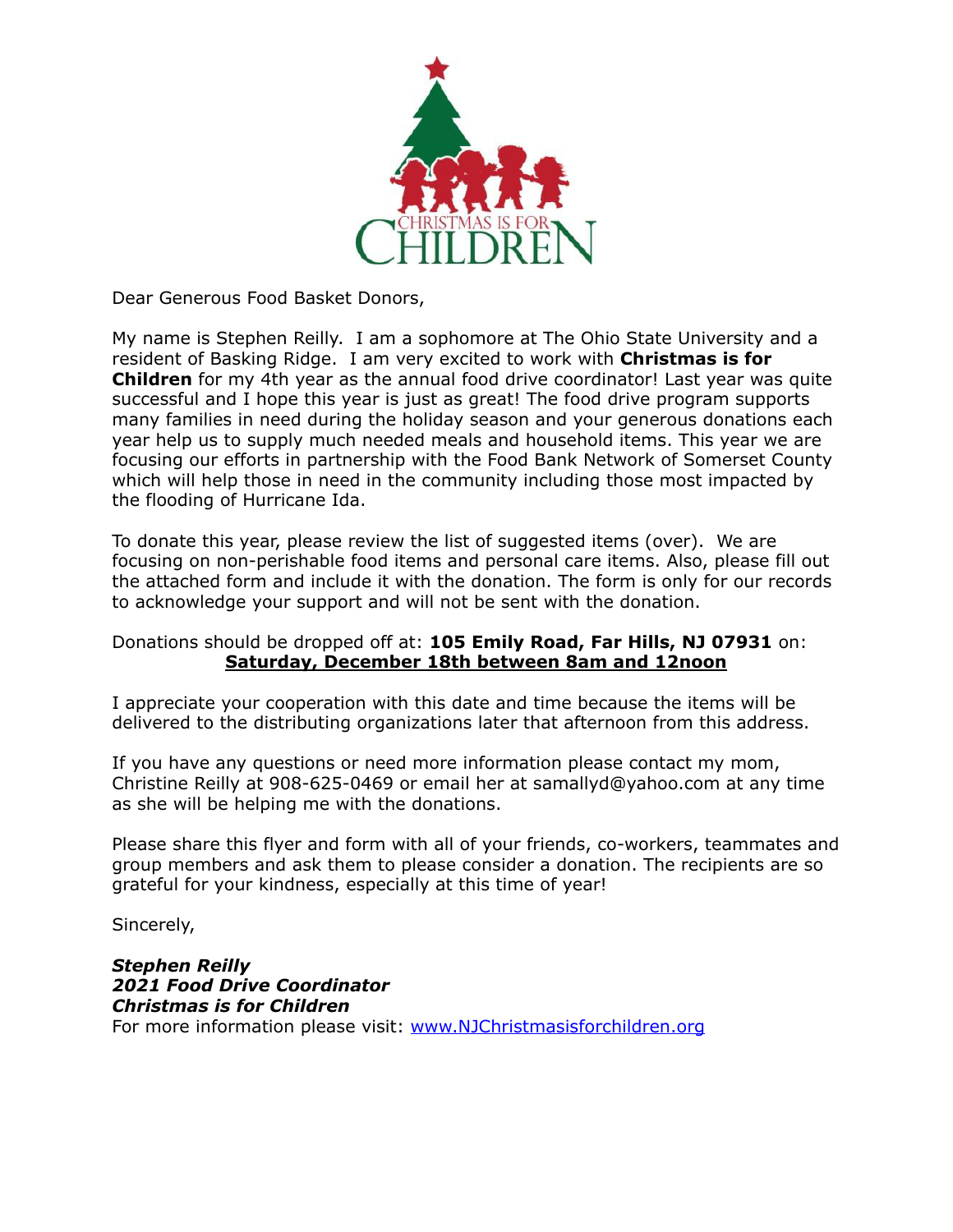CHRISTMAS IS FOR CHILDREN

Dear Generous Food Basket Donors,

My name is Stephen Reilly. I am a sophomore at The Ohio State University and a resident of Basking Ridge. I am very excited to work with **Christmas is for Children** for my 4th year as the annual food drive coordinator! Last year was quite successful and I hope this year is just as great! The food drive program supports many families in need during the holiday season and your generous donations each year help us to supply much needed meals and household items. This year we are focusing our efforts in partnership with the Food Bank Network of Somerset County which will help those in need in the community including those most impacted by the flooding of Hurricane Ida.

To donate this year, please review the list of suggested items (over). We are focusing on non-perishable food items and personal care items. Also, please fill out the attached form and include it with the donation. The form is only for our records to acknowledge your support and will not be sent with the donation.

Donations should be dropped off at: **105 Emily Road, Far Hills, NJ 07931** on:
**<u>Saturday, December 18th between 8am and 12noon</u>**

I appreciate your cooperation with this date and time because the items will be delivered to the distributing organizations later that afternoon from this address.

If you have any questions or need more information please contact my mom, Christine Reilly at 908-625-0469 or email her at samallyd@yahoo.com at any time as she will be helping me with the donations.

Please share this flyer and form with all of your friends, co-workers, teammates and group members and ask them to please consider a donation. The recipients are so grateful for your kindness, especially at this time of year!

Sincerely,

***Stephen Reilly***
***2021 Food Drive Coordinator***
***Christmas is for Children***
For more information please visit: [www.NJChristmasisforchildren.org](http://www.NJChristmasisforchildren.org)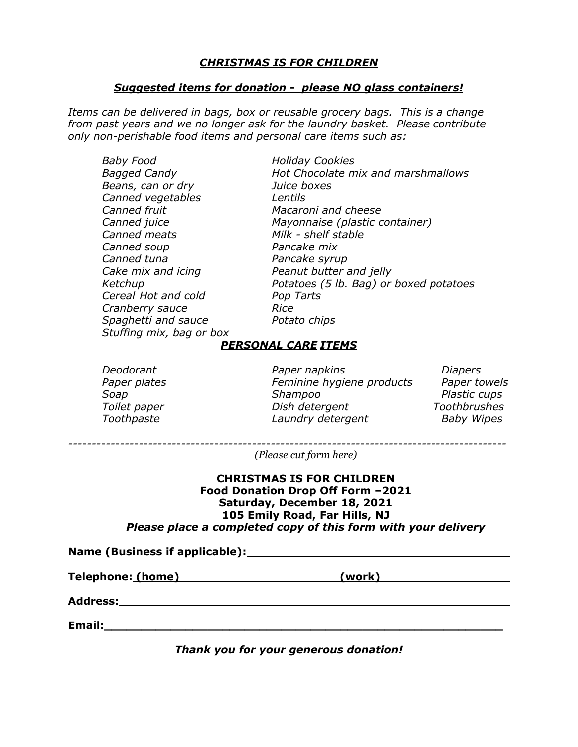## ***CHRISTMAS IS FOR CHILDREN***

### ***Suggested items for donation - please NO glass containers!***

*Items can be delivered in bags, box or reusable grocery bags. This is a change from past years and we no longer ask for the laundry basket. Please contribute only non-perishable food items and personal care items such as:*

- *Baby Food*
- *Bagged Candy*
- *Beans, can or dry*
- *Canned vegetables*
- *Canned fruit*
- *Canned juice*
- *Canned meats*
- *Canned soup*
- *Canned tuna*
- *Cake mix and icing*
- *Ketchup*
- *Cereal Hot and cold*
- *Cranberry sauce*
- *Spaghetti and sauce*
- *Stuffing mix, bag or box*
- *Holiday Cookies*
- *Hot Chocolate mix and marshmallows*
- *Juice boxes*
- *Lentils*
- *Macaroni and cheese*
- *Mayonnaise (plastic container)*
- *Milk - shelf stable*
- *Pancake mix*
- *Pancake syrup*
- *Peanut butter and jelly*
- *Potatoes (5 lb. Bag) or boxed potatoes*
- *Pop Tarts*
- *Rice*
- *Potato chips*

### ***PERSONAL CARE ITEMS***

- *Deodorant*
- *Paper plates*
- *Soap*
- *Toilet paper*
- *Toothpaste*
- *Paper napkins*
- *Feminine hygiene products*
- *Shampoo*
- *Dish detergent*
- *Laundry detergent*
- *Diapers*
- *Paper towels*
- *Plastic cups*
- *Toothbrushes*
- *Baby Wipes*

---

*(Please cut form here)*

**CHRISTMAS IS FOR CHILDREN**
**Food Donation Drop Off Form –2021**
**Saturday, December 18, 2021**
**105 Emily Road, Far Hills, NJ**
***Please place a completed copy of this form with your delivery***

**Name (Business if applicable):** ______________________________

**Telephone: (home)** ____________________ **(work)** ____________________

**Address:** ______________________________

**Email:** ______________________________

***Thank you for your generous donation!***